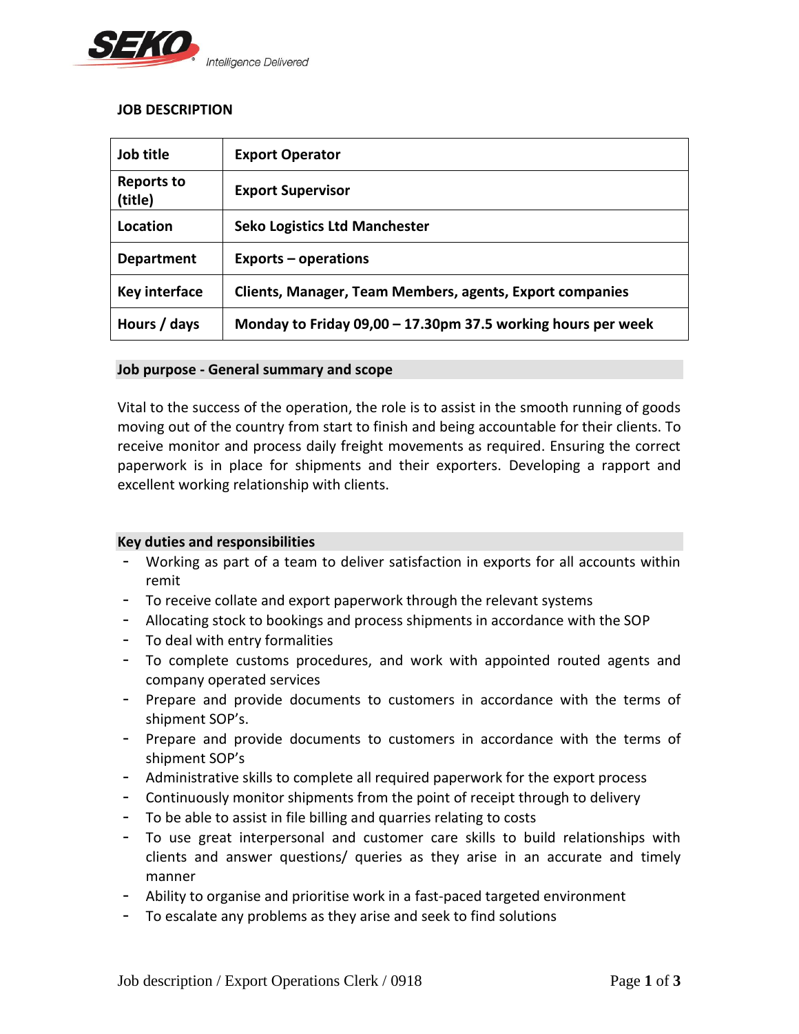**SEKO** Intelligence Delivered

**JOB DESCRIPTION**

| **Job title** | **Export Operator** |
|---|---|
| **Reports to (title)** | **Export Supervisor** |
| **Location** | **Seko Logistics Ltd Manchester** |
| **Department** | **Exports – operations** |
| **Key interface** | **Clients, Manager, Team Members, agents, Export companies** |
| **Hours / days** | **Monday to Friday 09,00 – 17.30pm 37.5 working hours per week** |

**Job purpose - General summary and scope**

Vital to the success of the operation, the role is to assist in the smooth running of goods moving out of the country from start to finish and being accountable for their clients. To receive monitor and process daily freight movements as required. Ensuring the correct paperwork is in place for shipments and their exporters. Developing a rapport and excellent working relationship with clients.

**Key duties and responsibilities**

- Working as part of a team to deliver satisfaction in exports for all accounts within remit
- To receive collate and export paperwork through the relevant systems
- Allocating stock to bookings and process shipments in accordance with the SOP
- To deal with entry formalities
- To complete customs procedures, and work with appointed routed agents and company operated services
- Prepare and provide documents to customers in accordance with the terms of shipment SOP's.
- Prepare and provide documents to customers in accordance with the terms of shipment SOP's
- Administrative skills to complete all required paperwork for the export process
- Continuously monitor shipments from the point of receipt through to delivery
- To be able to assist in file billing and quarries relating to costs
- To use great interpersonal and customer care skills to build relationships with clients and answer questions/ queries as they arise in an accurate and timely manner
- Ability to organise and prioritise work in a fast-paced targeted environment
- To escalate any problems as they arise and seek to find solutions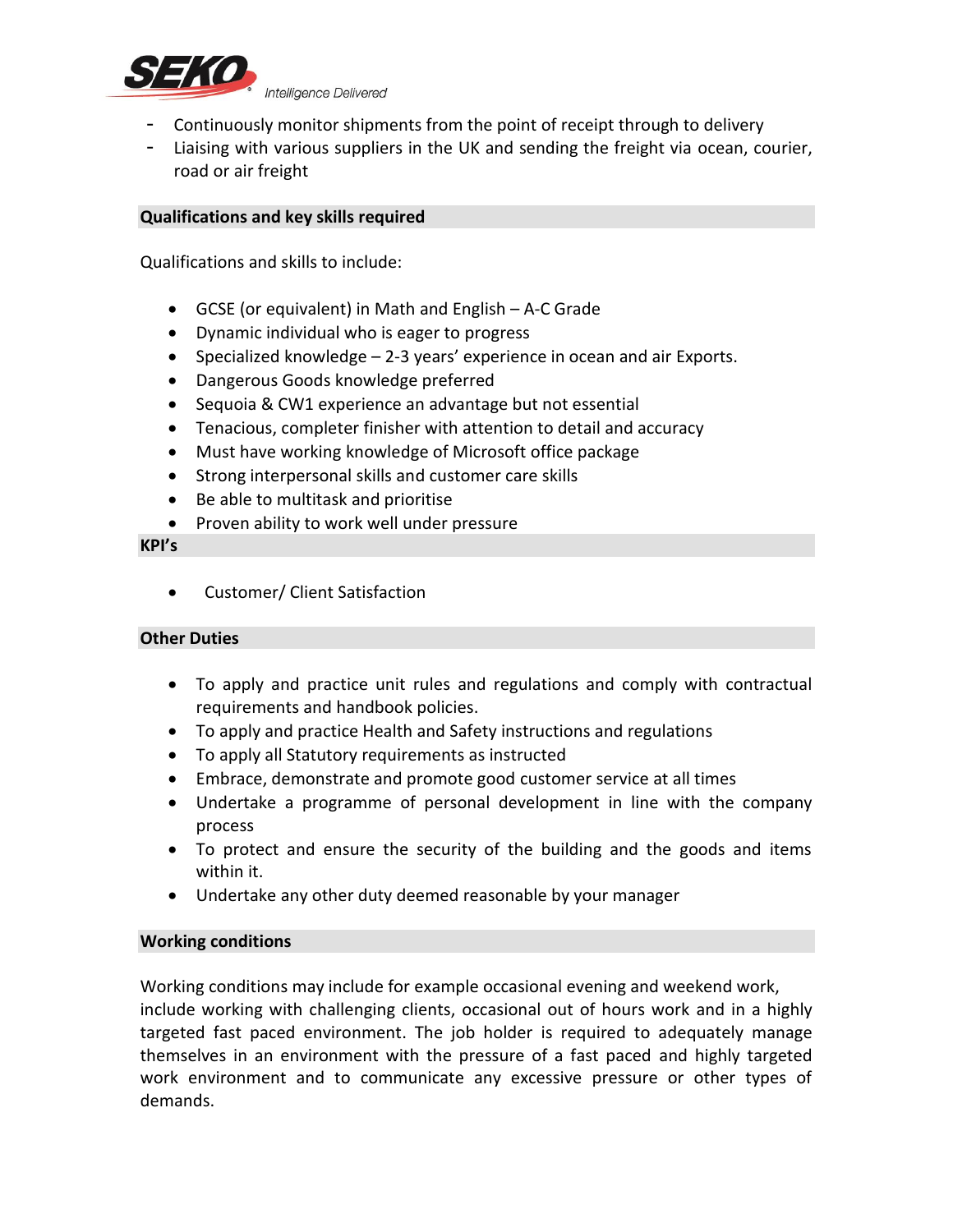- Continuously monitor shipments from the point of receipt through to delivery
- Liaising with various suppliers in the UK and sending the freight via ocean, courier, road or air freight

## Qualifications and key skills required

Qualifications and skills to include:

- GCSE (or equivalent) in Math and English – A-C Grade
- Dynamic individual who is eager to progress
- Specialized knowledge – 2-3 years' experience in ocean and air Exports.
- Dangerous Goods knowledge preferred
- Sequoia & CW1 experience an advantage but not essential
- Tenacious, completer finisher with attention to detail and accuracy
- Must have working knowledge of Microsoft office package
- Strong interpersonal skills and customer care skills
- Be able to multitask and prioritise
- Proven ability to work well under pressure

## KPI's

- Customer/ Client Satisfaction

## Other Duties

- To apply and practice unit rules and regulations and comply with contractual requirements and handbook policies.
- To apply and practice Health and Safety instructions and regulations
- To apply all Statutory requirements as instructed
- Embrace, demonstrate and promote good customer service at all times
- Undertake a programme of personal development in line with the company process
- To protect and ensure the security of the building and the goods and items within it.
- Undertake any other duty deemed reasonable by your manager

## Working conditions

Working conditions may include for example occasional evening and weekend work, include working with challenging clients, occasional out of hours work and in a highly targeted fast paced environment. The job holder is required to adequately manage themselves in an environment with the pressure of a fast paced and highly targeted work environment and to communicate any excessive pressure or other types of demands.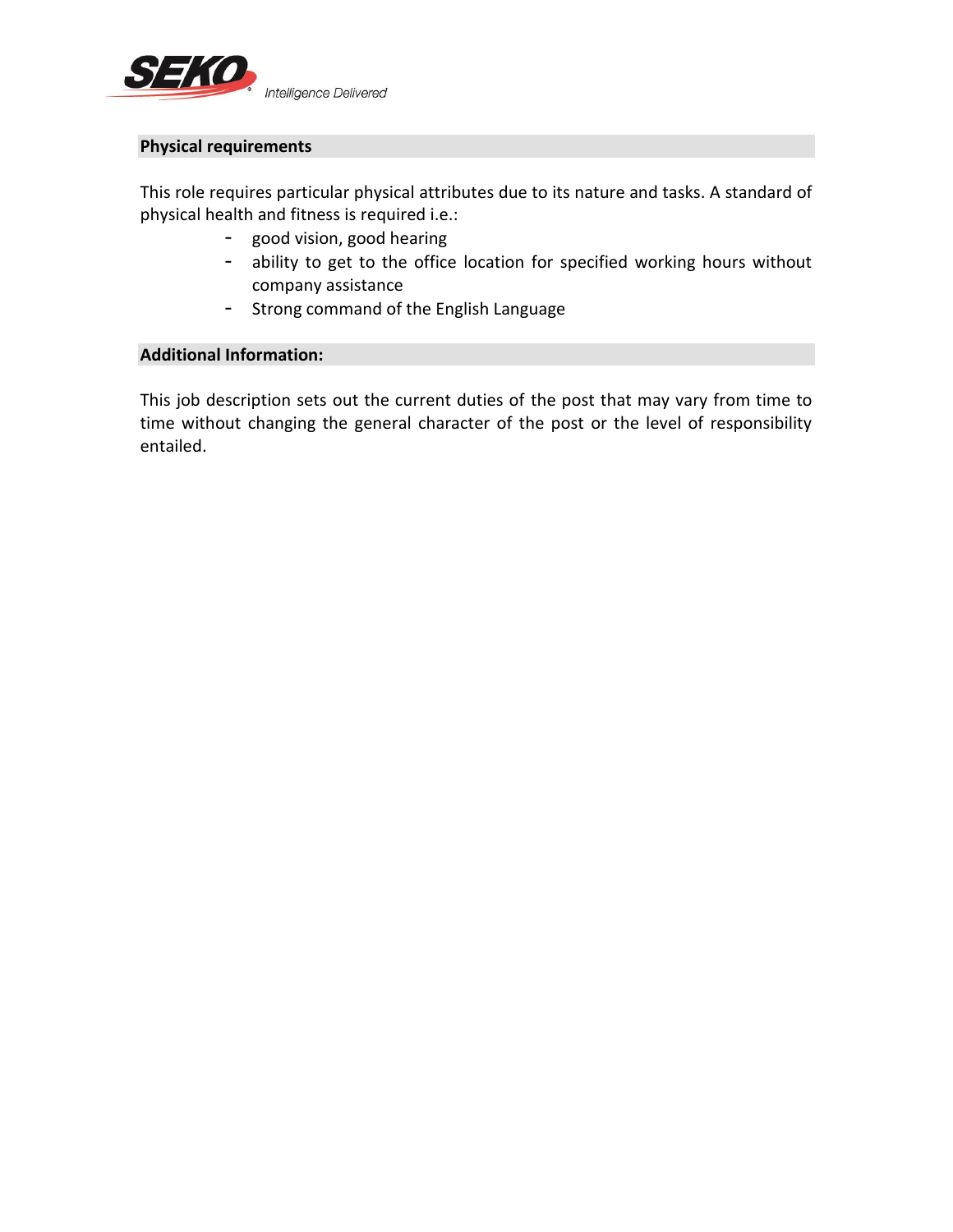## Physical requirements

This role requires particular physical attributes due to its nature and tasks. A standard of physical health and fitness is required i.e.:

- good vision, good hearing
- ability to get to the office location for specified working hours without company assistance
- Strong command of the English Language

## Additional Information:

This job description sets out the current duties of the post that may vary from time to time without changing the general character of the post or the level of responsibility entailed.